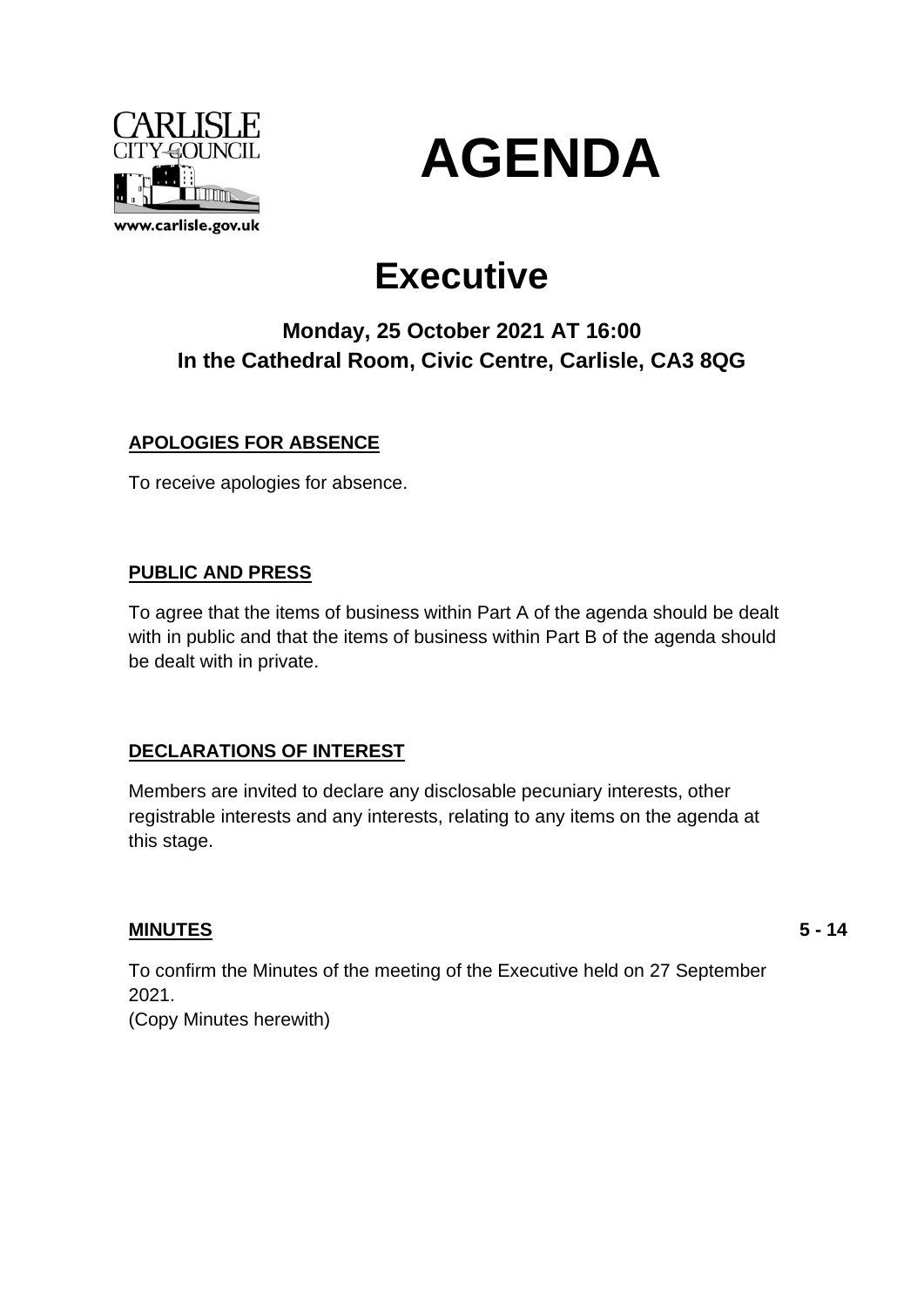# AGENDA

## Executive

### Monday, 25 October 2021 AT 16:00
### In the Cathedral Room, Civic Centre, Carlisle, CA3 8QG

**APOLOGIES FOR ABSENCE**

To receive apologies for absence.

**PUBLIC AND PRESS**

To agree that the items of business within Part A of the agenda should be dealt with in public and that the items of business within Part B of the agenda should be dealt with in private.

**DECLARATIONS OF INTEREST**

Members are invited to declare any disclosable pecuniary interests, other registrable interests and any interests, relating to any items on the agenda at this stage.

**MINUTES** **5 - 14**

To confirm the Minutes of the meeting of the Executive held on 27 September 2021.
(Copy Minutes herewith)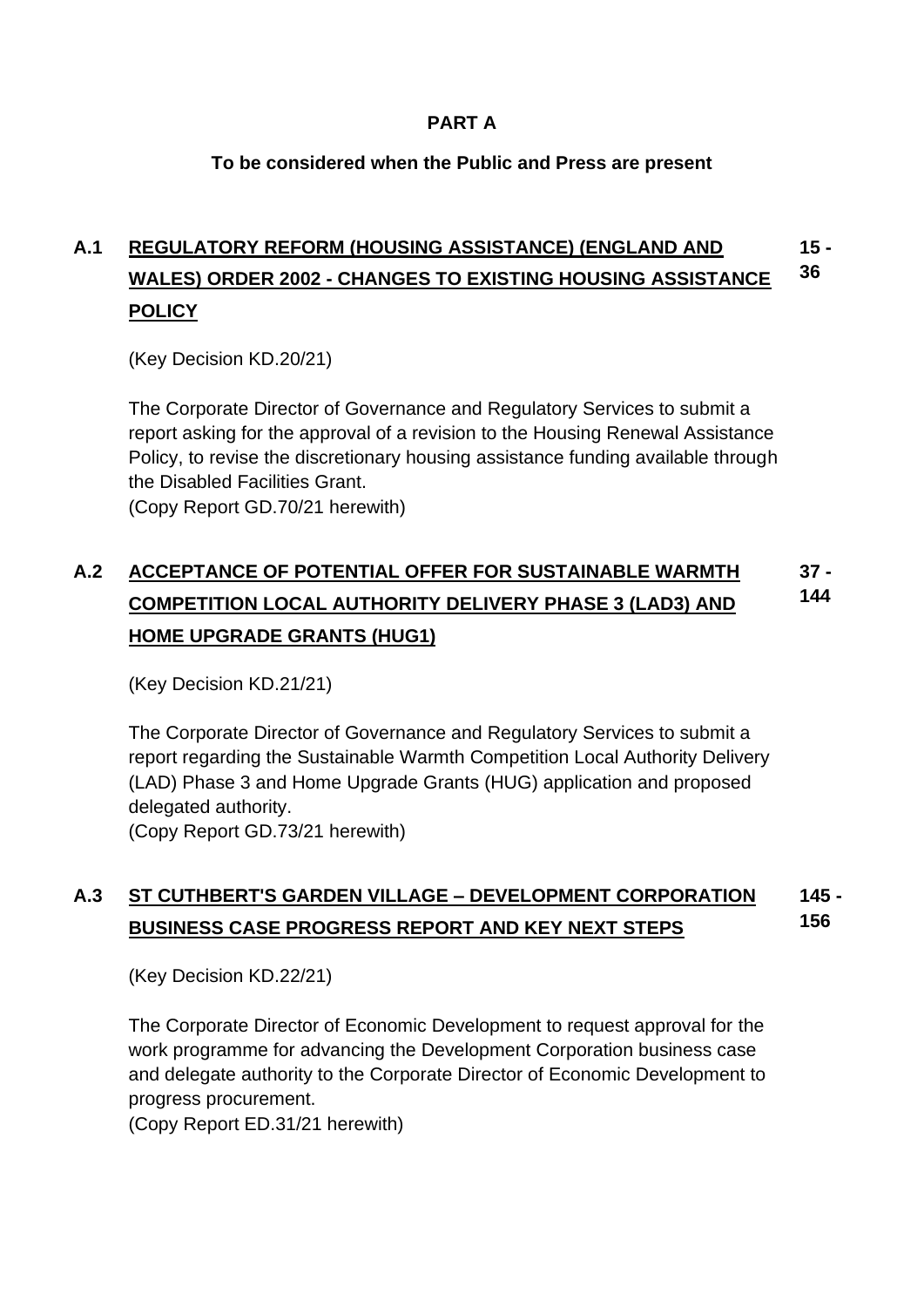**PART A**

**To be considered when the Public and Press are present**

## A.1 REGULATORY REFORM (HOUSING ASSISTANCE) (ENGLAND AND WALES) ORDER 2002 - CHANGES TO EXISTING HOUSING ASSISTANCE POLICY

**15 - 36**

(Key Decision KD.20/21)

The Corporate Director of Governance and Regulatory Services to submit a report asking for the approval of a revision to the Housing Renewal Assistance Policy, to revise the discretionary housing assistance funding available through the Disabled Facilities Grant.
(Copy Report GD.70/21 herewith)

## A.2 ACCEPTANCE OF POTENTIAL OFFER FOR SUSTAINABLE WARMTH COMPETITION LOCAL AUTHORITY DELIVERY PHASE 3 (LAD3) AND HOME UPGRADE GRANTS (HUG1)

**37 - 144**

(Key Decision KD.21/21)

The Corporate Director of Governance and Regulatory Services to submit a report regarding the Sustainable Warmth Competition Local Authority Delivery (LAD) Phase 3 and Home Upgrade Grants (HUG) application and proposed delegated authority.
(Copy Report GD.73/21 herewith)

## A.3 ST CUTHBERT'S GARDEN VILLAGE – DEVELOPMENT CORPORATION BUSINESS CASE PROGRESS REPORT AND KEY NEXT STEPS

**145 - 156**

(Key Decision KD.22/21)

The Corporate Director of Economic Development to request approval for the work programme for advancing the Development Corporation business case and delegate authority to the Corporate Director of Economic Development to progress procurement.
(Copy Report ED.31/21 herewith)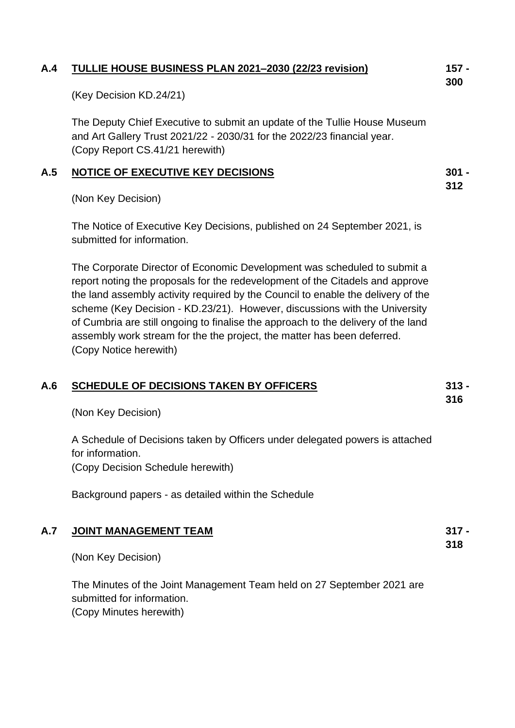## A.4 TULLIE HOUSE BUSINESS PLAN 2021–2030 (22/23 revision) — 157 - 300

(Key Decision KD.24/21)

The Deputy Chief Executive to submit an update of the Tullie House Museum and Art Gallery Trust 2021/22 - 2030/31 for the 2022/23 financial year.
(Copy Report CS.41/21 herewith)

## A.5 NOTICE OF EXECUTIVE KEY DECISIONS — 301 - 312

(Non Key Decision)

The Notice of Executive Key Decisions, published on 24 September 2021, is submitted for information.

The Corporate Director of Economic Development was scheduled to submit a report noting the proposals for the redevelopment of the Citadels and approve the land assembly activity required by the Council to enable the delivery of the scheme (Key Decision - KD.23/21). However, discussions with the University of Cumbria are still ongoing to finalise the approach to the delivery of the land assembly work stream for the the project, the matter has been deferred.
(Copy Notice herewith)

## A.6 SCHEDULE OF DECISIONS TAKEN BY OFFICERS — 313 - 316

(Non Key Decision)

A Schedule of Decisions taken by Officers under delegated powers is attached for information.
(Copy Decision Schedule herewith)

Background papers - as detailed within the Schedule

## A.7 JOINT MANAGEMENT TEAM — 317 - 318

(Non Key Decision)

The Minutes of the Joint Management Team held on 27 September 2021 are submitted for information.
(Copy Minutes herewith)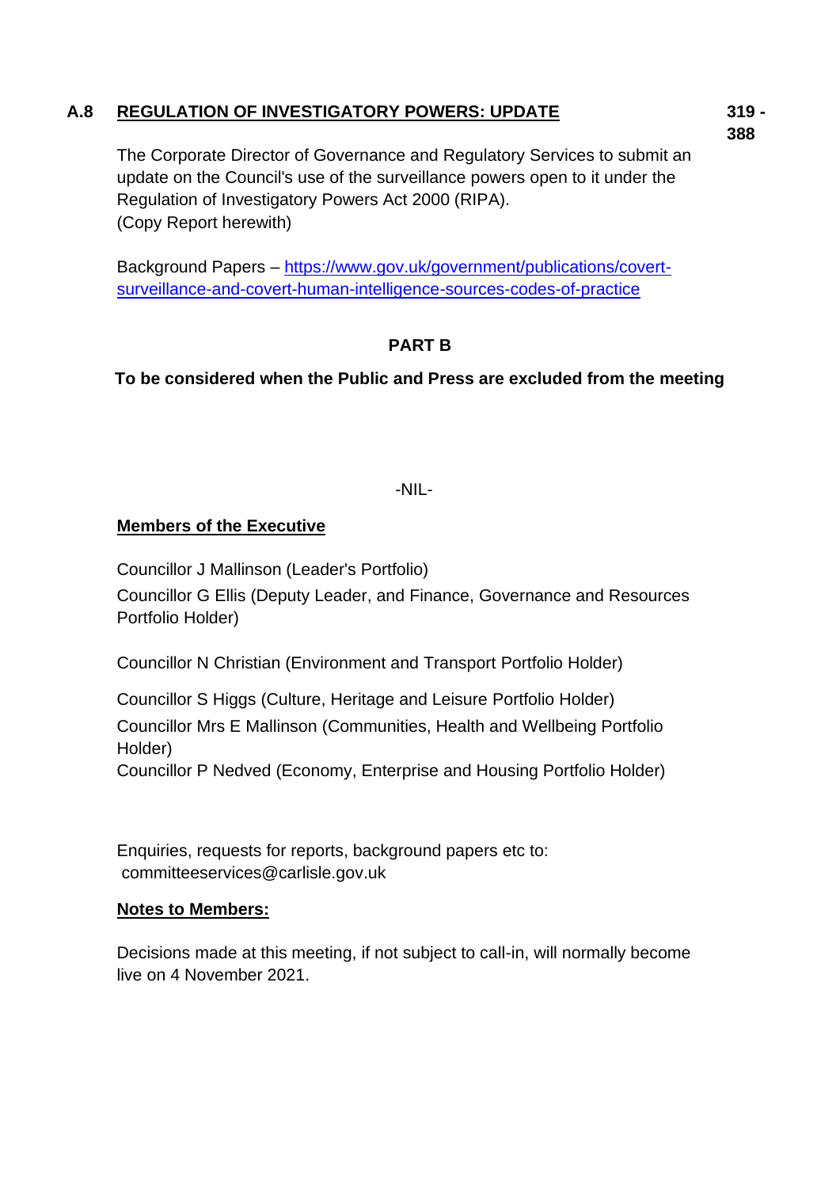### A.8 REGULATION OF INVESTIGATORY POWERS: UPDATE 319 - 388

The Corporate Director of Governance and Regulatory Services to submit an update on the Council's use of the surveillance powers open to it under the Regulation of Investigatory Powers Act 2000 (RIPA).
(Copy Report herewith)

Background Papers – [https://www.gov.uk/government/publications/covert-surveillance-and-covert-human-intelligence-sources-codes-of-practice](https://www.gov.uk/government/publications/covert-surveillance-and-covert-human-intelligence-sources-codes-of-practice)

## PART B

**To be considered when the Public and Press are excluded from the meeting**

-NIL-

**Members of the Executive**

Councillor J Mallinson (Leader's Portfolio)
Councillor G Ellis (Deputy Leader, and Finance, Governance and Resources Portfolio Holder)

Councillor N Christian (Environment and Transport Portfolio Holder)

Councillor S Higgs (Culture, Heritage and Leisure Portfolio Holder)
Councillor Mrs E Mallinson (Communities, Health and Wellbeing Portfolio Holder)
Councillor P Nedved (Economy, Enterprise and Housing Portfolio Holder)

Enquiries, requests for reports, background papers etc to:
committeeservices@carlisle.gov.uk

**Notes to Members:**

Decisions made at this meeting, if not subject to call-in, will normally become live on 4 November 2021.